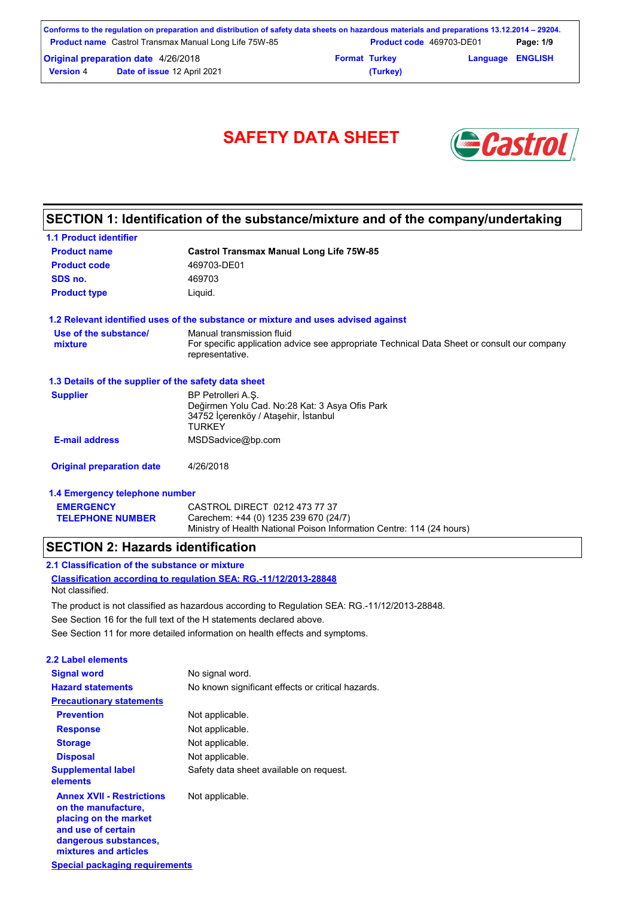# SAFETY DATA SHEET

## SECTION 1: Identification of the substance/mixture and of the company/undertaking

### 1.1 Product identifier

| | |
|---|---|
| **Product name** | **Castrol Transmax Manual Long Life 75W-85** |
| **Product code** | 469703-DE01 |
| **SDS no.** | 469703 |
| **Product type** | Liquid. |

### 1.2 Relevant identified uses of the substance or mixture and uses advised against

| | |
|---|---|
| **Use of the substance/ mixture** | Manual transmission fluid<br>For specific application advice see appropriate Technical Data Sheet or consult our company representative. |

### 1.3 Details of the supplier of the safety data sheet

| | |
|---|---|
| **Supplier** | BP Petrolleri A.Ş.<br>Değirmen Yolu Cad. No:28 Kat: 3 Asya Ofis Park<br>34752 İçerenköy / Ataşehir, İstanbul<br>TURKEY |
| **E-mail address** | MSDSadvice@bp.com |
| **Original preparation date** | 4/26/2018 |

### 1.4 Emergency telephone number

| | |
|---|---|
| **EMERGENCY TELEPHONE NUMBER** | CASTROL DIRECT 0212 473 77 37<br>Carechem: +44 (0) 1235 239 670 (24/7)<br>Ministry of Health National Poison Information Centre: 114 (24 hours) |

## SECTION 2: Hazards identification

### 2.1 Classification of the substance or mixture

**Classification according to regulation SEA: RG.-11/12/2013-28848**

Not classified.

The product is not classified as hazardous according to Regulation SEA: RG.-11/12/2013-28848.

See Section 16 for the full text of the H statements declared above.

See Section 11 for more detailed information on health effects and symptoms.

### 2.2 Label elements

| | |
|---|---|
| **Signal word** | No signal word. |
| **Hazard statements** | No known significant effects or critical hazards. |
| **Precautionary statements** | |
| **Prevention** | Not applicable. |
| **Response** | Not applicable. |
| **Storage** | Not applicable. |
| **Disposal** | Not applicable. |
| **Supplemental label elements** | Safety data sheet available on request. |
| **Annex XVII - Restrictions on the manufacture, placing on the market and use of certain dangerous substances, mixtures and articles** | Not applicable. |

**Special packaging requirements**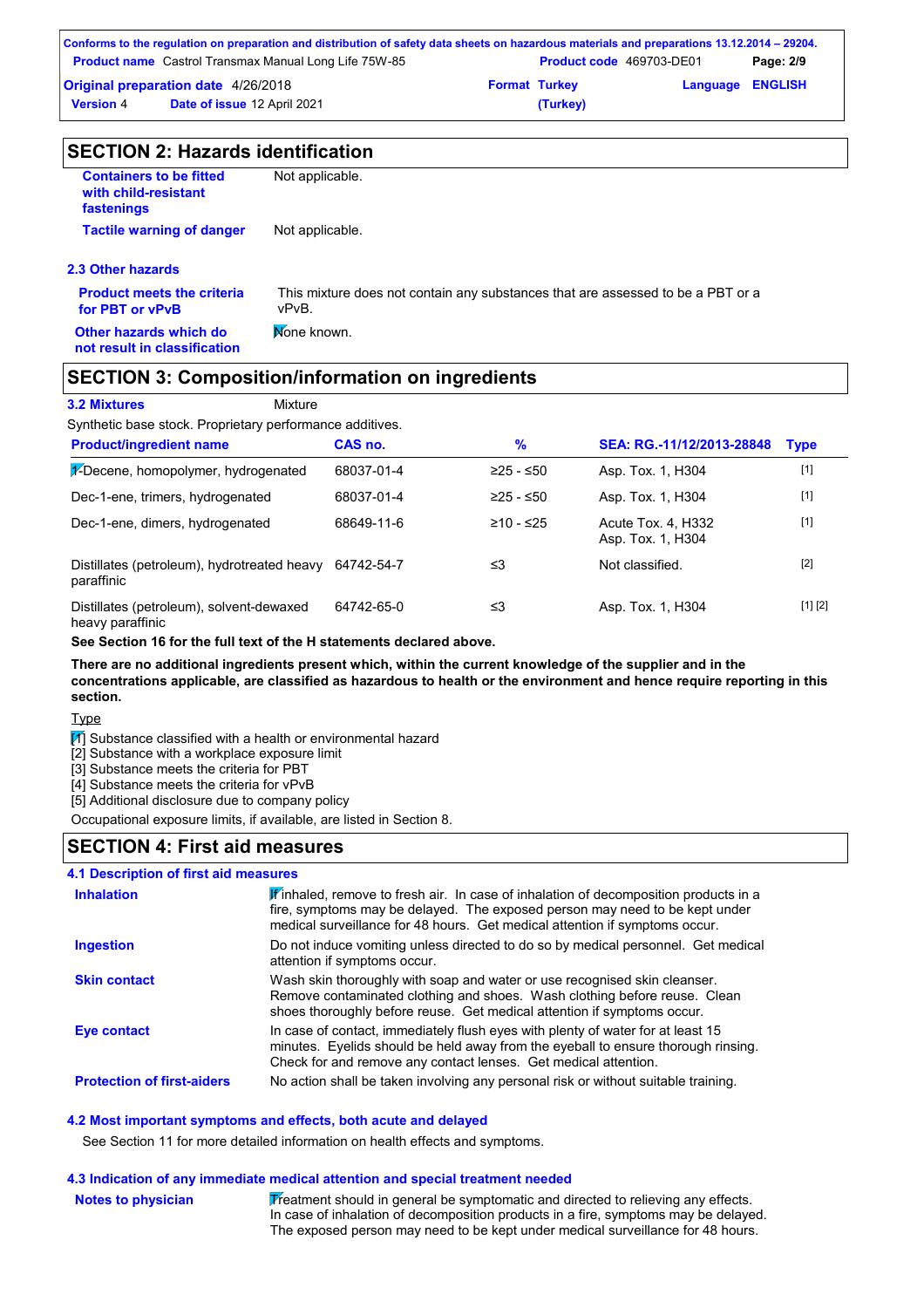## SECTION 2: Hazards identification

**Containers to be fitted with child-resistant fastenings** Not applicable.

**Tactile warning of danger** Not applicable.

### 2.3 Other hazards

**Product meets the criteria for PBT or vPvB** This mixture does not contain any substances that are assessed to be a PBT or a vPvB.

**Other hazards which do not result in classification** None known.

## SECTION 3: Composition/information on ingredients

**3.2 Mixtures** Mixture

Synthetic base stock. Proprietary performance additives.

| Product/ingredient name | CAS no. | % | SEA: RG.-11/12/2013-28848 | Type |
|---|---|---|---|---|
| 1-Decene, homopolymer, hydrogenated | 68037-01-4 | ≥25 - ≤50 | Asp. Tox. 1, H304 | [1] |
| Dec-1-ene, trimers, hydrogenated | 68037-01-4 | ≥25 - ≤50 | Asp. Tox. 1, H304 | [1] |
| Dec-1-ene, dimers, hydrogenated | 68649-11-6 | ≥10 - ≤25 | Acute Tox. 4, H332 Asp. Tox. 1, H304 | [1] |
| Distillates (petroleum), hydrotreated heavy paraffinic | 64742-54-7 | ≤3 | Not classified. | [2] |
| Distillates (petroleum), solvent-dewaxed heavy paraffinic | 64742-65-0 | ≤3 | Asp. Tox. 1, H304 | [1] [2] |

**See Section 16 for the full text of the H statements declared above.**

**There are no additional ingredients present which, within the current knowledge of the supplier and in the concentrations applicable, are classified as hazardous to health or the environment and hence require reporting in this section.**

Type

[1] Substance classified with a health or environmental hazard
[2] Substance with a workplace exposure limit
[3] Substance meets the criteria for PBT
[4] Substance meets the criteria for vPvB
[5] Additional disclosure due to company policy

Occupational exposure limits, if available, are listed in Section 8.

## SECTION 4: First aid measures

### 4.1 Description of first aid measures

**Inhalation** If inhaled, remove to fresh air. In case of inhalation of decomposition products in a fire, symptoms may be delayed. The exposed person may need to be kept under medical surveillance for 48 hours. Get medical attention if symptoms occur.

**Ingestion** Do not induce vomiting unless directed to do so by medical personnel. Get medical attention if symptoms occur.

**Skin contact** Wash skin thoroughly with soap and water or use recognised skin cleanser. Remove contaminated clothing and shoes. Wash clothing before reuse. Clean shoes thoroughly before reuse. Get medical attention if symptoms occur.

**Eye contact** In case of contact, immediately flush eyes with plenty of water for at least 15 minutes. Eyelids should be held away from the eyeball to ensure thorough rinsing. Check for and remove any contact lenses. Get medical attention.

**Protection of first-aiders** No action shall be taken involving any personal risk or without suitable training.

### 4.2 Most important symptoms and effects, both acute and delayed

See Section 11 for more detailed information on health effects and symptoms.

### 4.3 Indication of any immediate medical attention and special treatment needed

**Notes to physician** Treatment should in general be symptomatic and directed to relieving any effects. In case of inhalation of decomposition products in a fire, symptoms may be delayed. The exposed person may need to be kept under medical surveillance for 48 hours.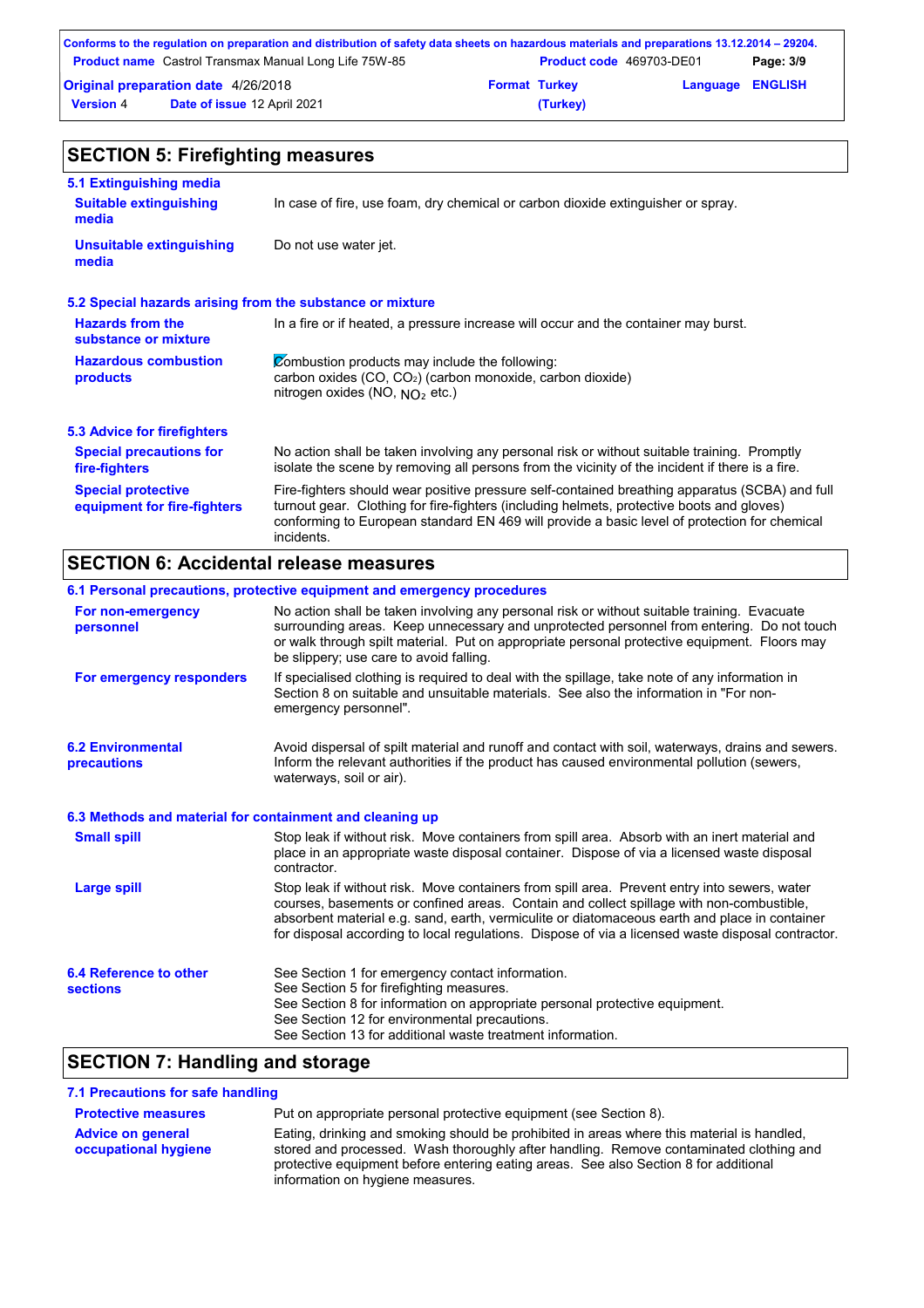## SECTION 5: Firefighting measures

### 5.1 Extinguishing media

**Suitable extinguishing media**
In case of fire, use foam, dry chemical or carbon dioxide extinguisher or spray.

**Unsuitable extinguishing media**
Do not use water jet.

### 5.2 Special hazards arising from the substance or mixture

**Hazards from the substance or mixture**
In a fire or if heated, a pressure increase will occur and the container may burst.

**Hazardous combustion products**
Combustion products may include the following:
carbon oxides (CO, $CO_2$) (carbon monoxide, carbon dioxide)
nitrogen oxides (NO, $NO_2$ etc.)

### 5.3 Advice for firefighters

**Special precautions for fire-fighters**
No action shall be taken involving any personal risk or without suitable training. Promptly isolate the scene by removing all persons from the vicinity of the incident if there is a fire.

**Special protective equipment for fire-fighters**
Fire-fighters should wear positive pressure self-contained breathing apparatus (SCBA) and full turnout gear. Clothing for fire-fighters (including helmets, protective boots and gloves) conforming to European standard EN 469 will provide a basic level of protection for chemical incidents.

## SECTION 6: Accidental release measures

### 6.1 Personal precautions, protective equipment and emergency procedures

**For non-emergency personnel**
No action shall be taken involving any personal risk or without suitable training. Evacuate surrounding areas. Keep unnecessary and unprotected personnel from entering. Do not touch or walk through spilt material. Put on appropriate personal protective equipment. Floors may be slippery; use care to avoid falling.

**For emergency responders**
If specialised clothing is required to deal with the spillage, take note of any information in Section 8 on suitable and unsuitable materials. See also the information in "For non-emergency personnel".

### 6.2 Environmental precautions

Avoid dispersal of spilt material and runoff and contact with soil, waterways, drains and sewers. Inform the relevant authorities if the product has caused environmental pollution (sewers, waterways, soil or air).

### 6.3 Methods and material for containment and cleaning up

**Small spill**
Stop leak if without risk. Move containers from spill area. Absorb with an inert material and place in an appropriate waste disposal container. Dispose of via a licensed waste disposal contractor.

**Large spill**
Stop leak if without risk. Move containers from spill area. Prevent entry into sewers, water courses, basements or confined areas. Contain and collect spillage with non-combustible, absorbent material e.g. sand, earth, vermiculite or diatomaceous earth and place in container for disposal according to local regulations. Dispose of via a licensed waste disposal contractor.

### 6.4 Reference to other sections

See Section 1 for emergency contact information.
See Section 5 for firefighting measures.
See Section 8 for information on appropriate personal protective equipment.
See Section 12 for environmental precautions.
See Section 13 for additional waste treatment information.

## SECTION 7: Handling and storage

### 7.1 Precautions for safe handling

**Protective measures**
Put on appropriate personal protective equipment (see Section 8).

**Advice on general occupational hygiene**
Eating, drinking and smoking should be prohibited in areas where this material is handled, stored and processed. Wash thoroughly after handling. Remove contaminated clothing and protective equipment before entering eating areas. See also Section 8 for additional information on hygiene measures.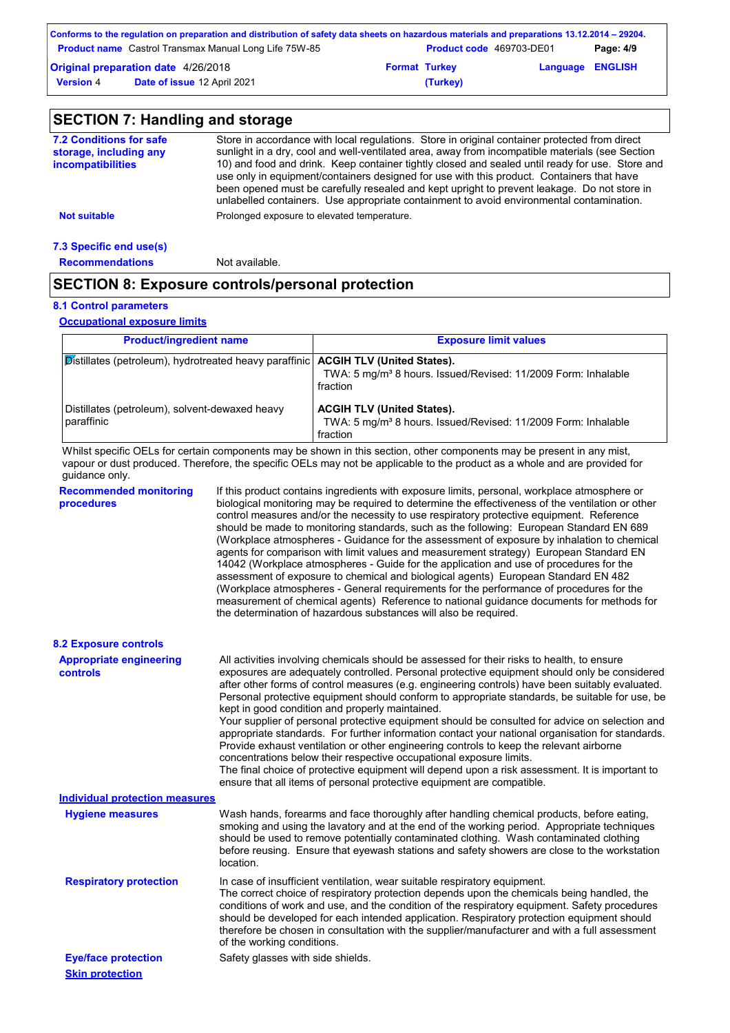## SECTION 7: Handling and storage

**7.2 Conditions for safe storage, including any incompatibilities**

Store in accordance with local regulations. Store in original container protected from direct sunlight in a dry, cool and well-ventilated area, away from incompatible materials (see Section 10) and food and drink. Keep container tightly closed and sealed until ready for use. Store and use only in equipment/containers designed for use with this product. Containers that have been opened must be carefully resealed and kept upright to prevent leakage. Do not store in unlabelled containers. Use appropriate containment to avoid environmental contamination.

**Not suitable**

Prolonged exposure to elevated temperature.

**7.3 Specific end use(s)**

**Recommendations**

Not available.

## SECTION 8: Exposure controls/personal protection

**8.1 Control parameters**

**Occupational exposure limits**

| Product/ingredient name | Exposure limit values |
|---|---|
| Distillates (petroleum), hydrotreated heavy paraffinic | **ACGIH TLV (United States).** TWA: 5 mg/m³ 8 hours. Issued/Revised: 11/2009 Form: Inhalable fraction |
| Distillates (petroleum), solvent-dewaxed heavy paraffinic | **ACGIH TLV (United States).** TWA: 5 mg/m³ 8 hours. Issued/Revised: 11/2009 Form: Inhalable fraction |

Whilst specific OELs for certain components may be shown in this section, other components may be present in any mist, vapour or dust produced. Therefore, the specific OELs may not be applicable to the product as a whole and are provided for guidance only.

**Recommended monitoring procedures**

If this product contains ingredients with exposure limits, personal, workplace atmosphere or biological monitoring may be required to determine the effectiveness of the ventilation or other control measures and/or the necessity to use respiratory protective equipment. Reference should be made to monitoring standards, such as the following: European Standard EN 689 (Workplace atmospheres - Guidance for the assessment of exposure by inhalation to chemical agents for comparison with limit values and measurement strategy) European Standard EN 14042 (Workplace atmospheres - Guide for the application and use of procedures for the assessment of exposure to chemical and biological agents) European Standard EN 482 (Workplace atmospheres - General requirements for the performance of procedures for the measurement of chemical agents) Reference to national guidance documents for methods for the determination of hazardous substances will also be required.

**8.2 Exposure controls**

**Appropriate engineering controls**

All activities involving chemicals should be assessed for their risks to health, to ensure exposures are adequately controlled. Personal protective equipment should only be considered after other forms of control measures (e.g. engineering controls) have been suitably evaluated. Personal protective equipment should conform to appropriate standards, be suitable for use, be kept in good condition and properly maintained.
Your supplier of personal protective equipment should be consulted for advice on selection and appropriate standards. For further information contact your national organisation for standards.
Provide exhaust ventilation or other engineering controls to keep the relevant airborne concentrations below their respective occupational exposure limits.
The final choice of protective equipment will depend upon a risk assessment. It is important to ensure that all items of personal protective equipment are compatible.

**Individual protection measures**

**Hygiene measures**

Wash hands, forearms and face thoroughly after handling chemical products, before eating, smoking and using the lavatory and at the end of the working period. Appropriate techniques should be used to remove potentially contaminated clothing. Wash contaminated clothing before reusing. Ensure that eyewash stations and safety showers are close to the workstation location.

**Respiratory protection**

In case of insufficient ventilation, wear suitable respiratory equipment.
The correct choice of respiratory protection depends upon the chemicals being handled, the conditions of work and use, and the condition of the respiratory equipment. Safety procedures should be developed for each intended application. Respiratory protection equipment should therefore be chosen in consultation with the supplier/manufacturer and with a full assessment of the working conditions.

**Eye/face protection**

Safety glasses with side shields.

**Skin protection**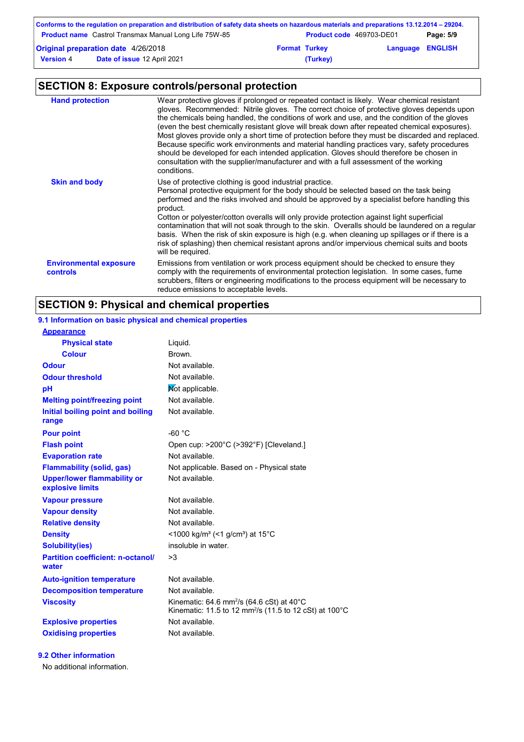## SECTION 8: Exposure controls/personal protection

| | |
|---|---|
| **Hand protection** | Wear protective gloves if prolonged or repeated contact is likely. Wear chemical resistant gloves. Recommended: Nitrile gloves. The correct choice of protective gloves depends upon the chemicals being handled, the conditions of work and use, and the condition of the gloves (even the best chemically resistant glove will break down after repeated chemical exposures). Most gloves provide only a short time of protection before they must be discarded and replaced. Because specific work environments and material handling practices vary, safety procedures should be developed for each intended application. Gloves should therefore be chosen in consultation with the supplier/manufacturer and with a full assessment of the working conditions. |
| **Skin and body** | Use of protective clothing is good industrial practice. Personal protective equipment for the body should be selected based on the task being performed and the risks involved and should be approved by a specialist before handling this product. Cotton or polyester/cotton overalls will only provide protection against light superficial contamination that will not soak through to the skin. Overalls should be laundered on a regular basis. When the risk of skin exposure is high (e.g. when cleaning up spillages or if there is a risk of splashing) then chemical resistant aprons and/or impervious chemical suits and boots will be required. |
| **Environmental exposure controls** | Emissions from ventilation or work process equipment should be checked to ensure they comply with the requirements of environmental protection legislation. In some cases, fume scrubbers, filters or engineering modifications to the process equipment will be necessary to reduce emissions to acceptable levels. |

## SECTION 9: Physical and chemical properties

### 9.1 Information on basic physical and chemical properties

| | |
|---|---|
| **Appearance** | |
| **Physical state** | Liquid. |
| **Colour** | Brown. |
| **Odour** | Not available. |
| **Odour threshold** | Not available. |
| **pH** | Not applicable. |
| **Melting point/freezing point** | Not available. |
| **Initial boiling point and boiling range** | Not available. |
| **Pour point** | -60 °C |
| **Flash point** | Open cup: >200°C (>392°F) [Cleveland.] |
| **Evaporation rate** | Not available. |
| **Flammability (solid, gas)** | Not applicable. Based on - Physical state |
| **Upper/lower flammability or explosive limits** | Not available. |
| **Vapour pressure** | Not available. |
| **Vapour density** | Not available. |
| **Relative density** | Not available. |
| **Density** | <1000 kg/m³ (<1 g/cm³) at 15°C |
| **Solubility(ies)** | insoluble in water. |
| **Partition coefficient: n-octanol/water** | >3 |
| **Auto-ignition temperature** | Not available. |
| **Decomposition temperature** | Not available. |
| **Viscosity** | Kinematic: 64.6 mm²/s (64.6 cSt) at 40°C<br>Kinematic: 11.5 to 12 mm²/s (11.5 to 12 cSt) at 100°C |
| **Explosive properties** | Not available. |
| **Oxidising properties** | Not available. |

### 9.2 Other information

No additional information.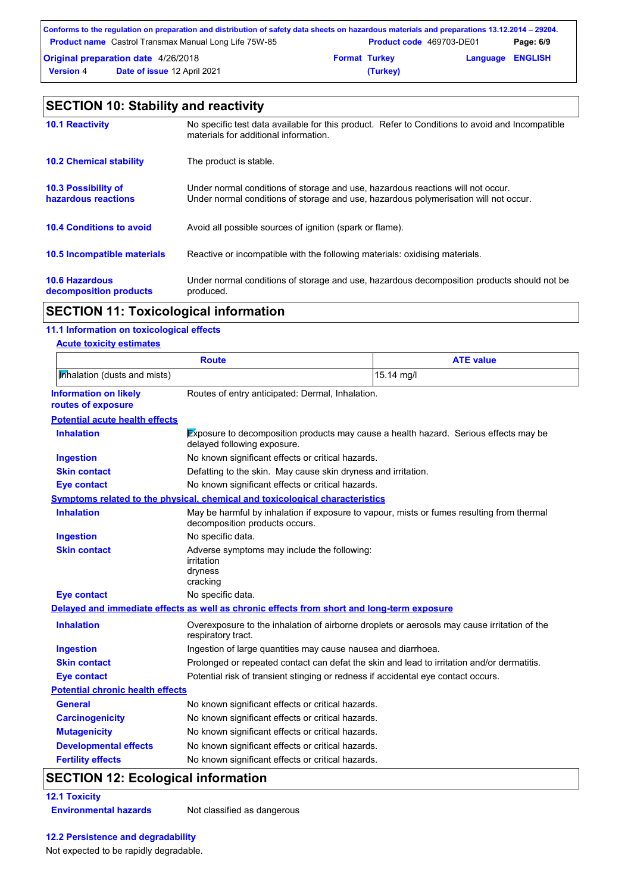## SECTION 10: Stability and reactivity

**10.1 Reactivity**
No specific test data available for this product. Refer to Conditions to avoid and Incompatible materials for additional information.

**10.2 Chemical stability**
The product is stable.

**10.3 Possibility of hazardous reactions**
Under normal conditions of storage and use, hazardous reactions will not occur.
Under normal conditions of storage and use, hazardous polymerisation will not occur.

**10.4 Conditions to avoid**
Avoid all possible sources of ignition (spark or flame).

**10.5 Incompatible materials**
Reactive or incompatible with the following materials: oxidising materials.

**10.6 Hazardous decomposition products**
Under normal conditions of storage and use, hazardous decomposition products should not be produced.

## SECTION 11: Toxicological information

### 11.1 Information on toxicological effects

**Acute toxicity estimates**

| Route | ATE value |
| --- | --- |
| Inhalation (dusts and mists) | 15.14 mg/l |

**Information on likely routes of exposure**: Routes of entry anticipated: Dermal, Inhalation.

**Potential acute health effects**

- **Inhalation**: Exposure to decomposition products may cause a health hazard. Serious effects may be delayed following exposure.
- **Ingestion**: No known significant effects or critical hazards.
- **Skin contact**: Defatting to the skin. May cause skin dryness and irritation.
- **Eye contact**: No known significant effects or critical hazards.

**Symptoms related to the physical, chemical and toxicological characteristics**

- **Inhalation**: May be harmful by inhalation if exposure to vapour, mists or fumes resulting from thermal decomposition products occurs.
- **Ingestion**: No specific data.
- **Skin contact**: Adverse symptoms may include the following:
  irritation
  dryness
  cracking
- **Eye contact**: No specific data.

**Delayed and immediate effects as well as chronic effects from short and long-term exposure**

- **Inhalation**: Overexposure to the inhalation of airborne droplets or aerosols may cause irritation of the respiratory tract.
- **Ingestion**: Ingestion of large quantities may cause nausea and diarrhoea.
- **Skin contact**: Prolonged or repeated contact can defat the skin and lead to irritation and/or dermatitis.
- **Eye contact**: Potential risk of transient stinging or redness if accidental eye contact occurs.

**Potential chronic health effects**

- **General**: No known significant effects or critical hazards.
- **Carcinogenicity**: No known significant effects or critical hazards.
- **Mutagenicity**: No known significant effects or critical hazards.
- **Developmental effects**: No known significant effects or critical hazards.
- **Fertility effects**: No known significant effects or critical hazards.

## SECTION 12: Ecological information

### 12.1 Toxicity

**Environmental hazards**: Not classified as dangerous

### 12.2 Persistence and degradability

Not expected to be rapidly degradable.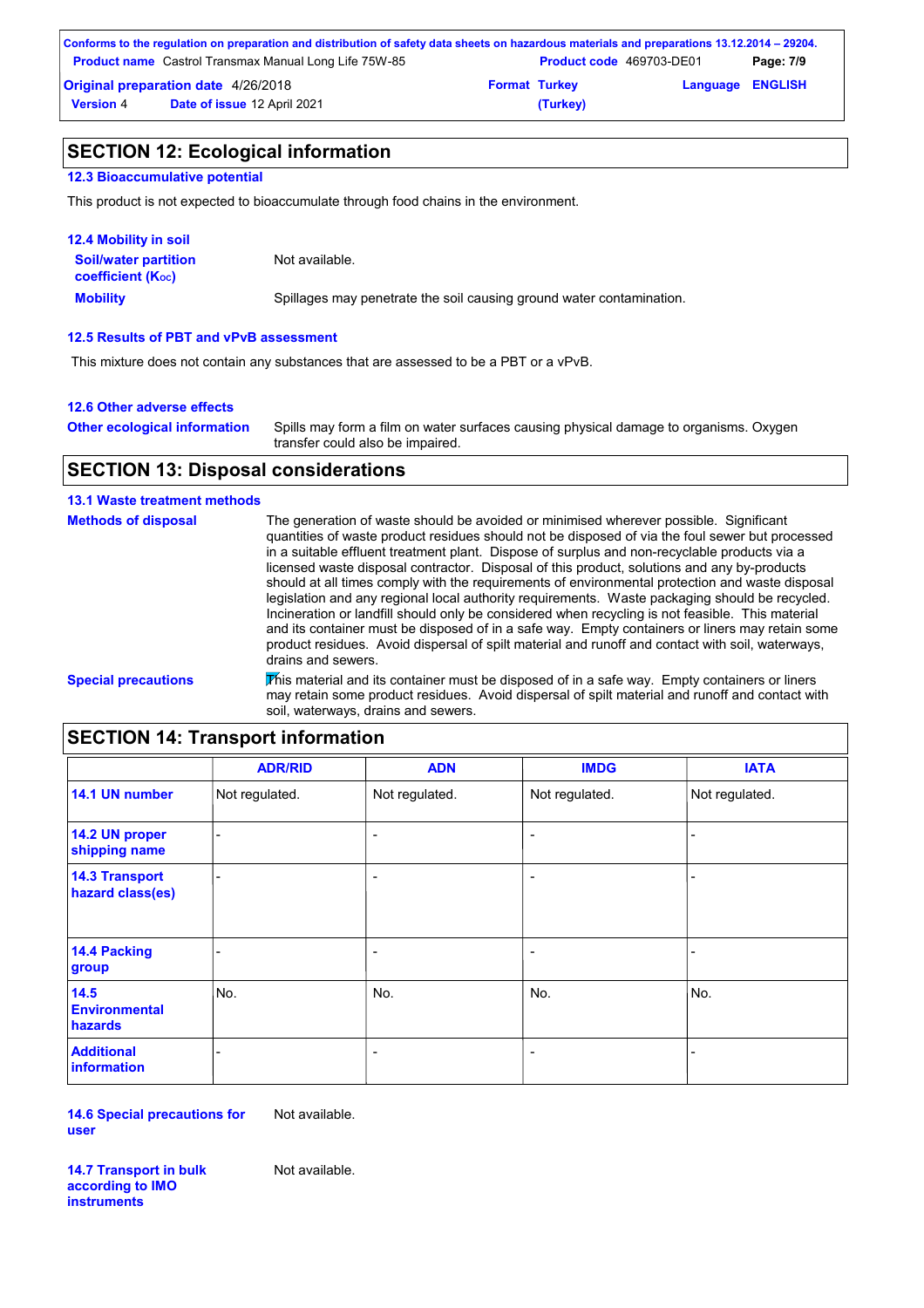## SECTION 12: Ecological information

### 12.3 Bioaccumulative potential

This product is not expected to bioaccumulate through food chains in the environment.

### 12.4 Mobility in soil

**Soil/water partition coefficient ($K_{OC}$)** Not available.

**Mobility** Spillages may penetrate the soil causing ground water contamination.

### 12.5 Results of PBT and vPvB assessment

This mixture does not contain any substances that are assessed to be a PBT or a vPvB.

### 12.6 Other adverse effects

**Other ecological information** Spills may form a film on water surfaces causing physical damage to organisms. Oxygen transfer could also be impaired.

## SECTION 13: Disposal considerations

### 13.1 Waste treatment methods

**Methods of disposal** The generation of waste should be avoided or minimised wherever possible. Significant quantities of waste product residues should not be disposed of via the foul sewer but processed in a suitable effluent treatment plant. Dispose of surplus and non-recyclable products via a licensed waste disposal contractor. Disposal of this product, solutions and any by-products should at all times comply with the requirements of environmental protection and waste disposal legislation and any regional local authority requirements. Waste packaging should be recycled. Incineration or landfill should only be considered when recycling is not feasible. This material and its container must be disposed of in a safe way. Empty containers or liners may retain some product residues. Avoid dispersal of spilt material and runoff and contact with soil, waterways, drains and sewers.

**Special precautions** This material and its container must be disposed of in a safe way. Empty containers or liners may retain some product residues. Avoid dispersal of spilt material and runoff and contact with soil, waterways, drains and sewers.

## SECTION 14: Transport information

| | ADR/RID | ADN | IMDG | IATA |
|---|---|---|---|---|
| **14.1 UN number** | Not regulated. | Not regulated. | Not regulated. | Not regulated. |
| **14.2 UN proper shipping name** | - | - | - | - |
| **14.3 Transport hazard class(es)** | - | - | - | - |
| **14.4 Packing group** | - | - | - | - |
| **14.5 Environmental hazards** | No. | No. | No. | No. |
| **Additional information** | - | - | - | - |

**14.6 Special precautions for user** Not available.

**14.7 Transport in bulk according to IMO instruments** Not available.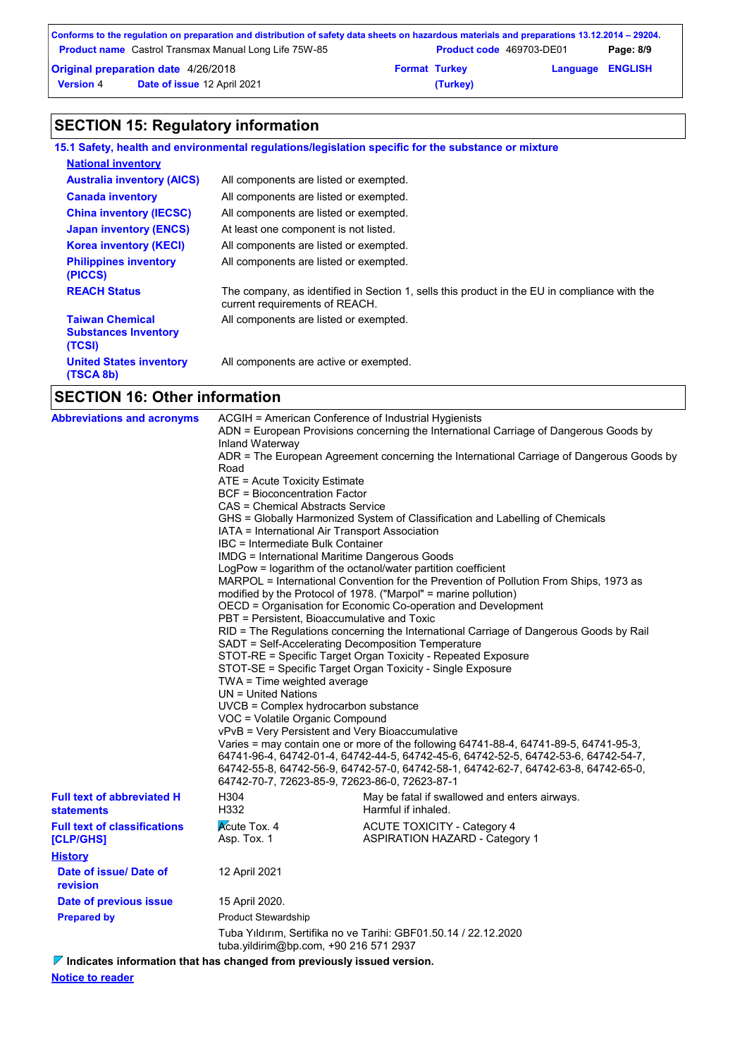## SECTION 15: Regulatory information

### 15.1 Safety, health and environmental regulations/legislation specific for the substance or mixture

**National inventory**

| | |
|---|---|
| **Australia inventory (AICS)** | All components are listed or exempted. |
| **Canada inventory** | All components are listed or exempted. |
| **China inventory (IECSC)** | All components are listed or exempted. |
| **Japan inventory (ENCS)** | At least one component is not listed. |
| **Korea inventory (KECI)** | All components are listed or exempted. |
| **Philippines inventory (PICCS)** | All components are listed or exempted. |
| **REACH Status** | The company, as identified in Section 1, sells this product in the EU in compliance with the current requirements of REACH. |
| **Taiwan Chemical Substances Inventory (TCSI)** | All components are listed or exempted. |
| **United States inventory (TSCA 8b)** | All components are active or exempted. |

## SECTION 16: Other information

**Abbreviations and acronyms**

ACGIH = American Conference of Industrial Hygienists
ADN = European Provisions concerning the International Carriage of Dangerous Goods by Inland Waterway
ADR = The European Agreement concerning the International Carriage of Dangerous Goods by Road
ATE = Acute Toxicity Estimate
BCF = Bioconcentration Factor
CAS = Chemical Abstracts Service
GHS = Globally Harmonized System of Classification and Labelling of Chemicals
IATA = International Air Transport Association
IBC = Intermediate Bulk Container
IMDG = International Maritime Dangerous Goods
LogPow = logarithm of the octanol/water partition coefficient
MARPOL = International Convention for the Prevention of Pollution From Ships, 1973 as modified by the Protocol of 1978. ("Marpol" = marine pollution)
OECD = Organisation for Economic Co-operation and Development
PBT = Persistent, Bioaccumulative and Toxic
RID = The Regulations concerning the International Carriage of Dangerous Goods by Rail
SADT = Self-Accelerating Decomposition Temperature
STOT-RE = Specific Target Organ Toxicity - Repeated Exposure
STOT-SE = Specific Target Organ Toxicity - Single Exposure
TWA = Time weighted average
UN = United Nations
UVCB = Complex hydrocarbon substance
VOC = Volatile Organic Compound
vPvB = Very Persistent and Very Bioaccumulative
Varies = may contain one or more of the following 64741-88-4, 64741-89-5, 64741-95-3, 64741-96-4, 64742-01-4, 64742-44-5, 64742-45-6, 64742-52-5, 64742-53-6, 64742-54-7, 64742-55-8, 64742-56-9, 64742-57-0, 64742-58-1, 64742-62-7, 64742-63-8, 64742-65-0, 64742-70-7, 72623-85-9, 72623-86-0, 72623-87-1

**Full text of abbreviated H statements**

| | |
|---|---|
| H304 | May be fatal if swallowed and enters airways. |
| H332 | Harmful if inhaled. |

**Full text of classifications [CLP/GHS]**

| | |
|---|---|
| Acute Tox. 4 | ACUTE TOXICITY - Category 4 |
| Asp. Tox. 1 | ASPIRATION HAZARD - Category 1 |

**History**

| | |
|---|---|
| **Date of issue/ Date of revision** | 12 April 2021 |
| **Date of previous issue** | 15 April 2020. |
| **Prepared by** | Product Stewardship<br>Tuba Yıldırım, Sertifika no ve Tarihi: GBF01.50.14 / 22.12.2020<br>tuba.yildirim@bp.com, +90 216 571 2937 |

**Indicates information that has changed from previously issued version.**

**Notice to reader**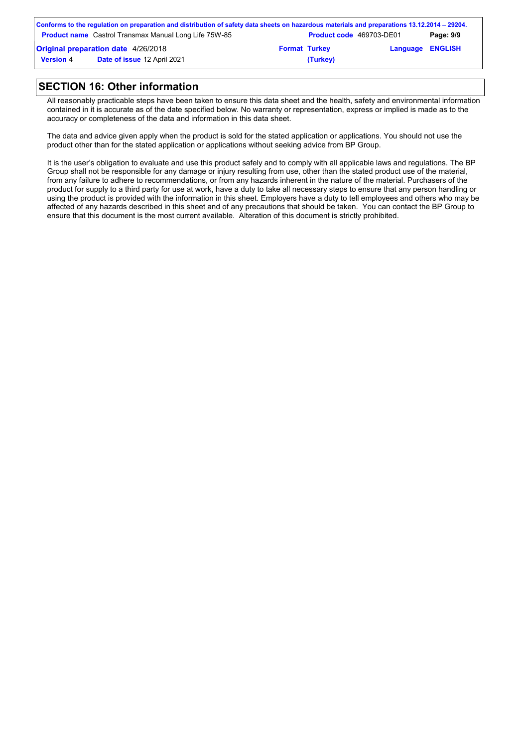## SECTION 16: Other information

All reasonably practicable steps have been taken to ensure this data sheet and the health, safety and environmental information contained in it is accurate as of the date specified below. No warranty or representation, express or implied is made as to the accuracy or completeness of the data and information in this data sheet.

The data and advice given apply when the product is sold for the stated application or applications. You should not use the product other than for the stated application or applications without seeking advice from BP Group.

It is the user's obligation to evaluate and use this product safely and to comply with all applicable laws and regulations. The BP Group shall not be responsible for any damage or injury resulting from use, other than the stated product use of the material, from any failure to adhere to recommendations, or from any hazards inherent in the nature of the material. Purchasers of the product for supply to a third party for use at work, have a duty to take all necessary steps to ensure that any person handling or using the product is provided with the information in this sheet. Employers have a duty to tell employees and others who may be affected of any hazards described in this sheet and of any precautions that should be taken. You can contact the BP Group to ensure that this document is the most current available. Alteration of this document is strictly prohibited.